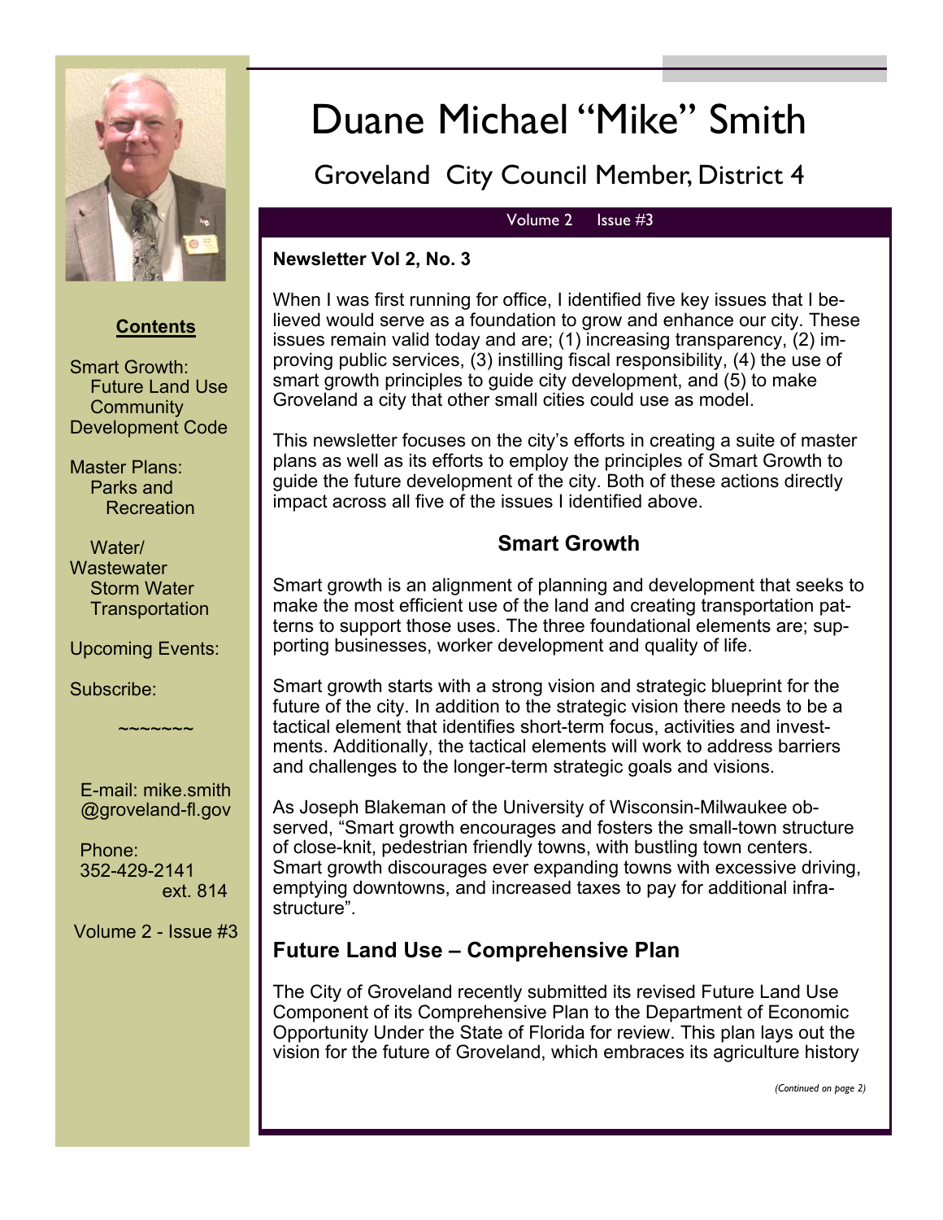# Duane Michael "Mike" Smith

## Groveland City Council Member, District 4

**Contents**

Smart Growth:
- Future Land Use
- Community Development Code

Master Plans:
- Parks and Recreation
- Water/Wastewater
- Storm Water
- Transportation

Upcoming Events:

Subscribe:

~~~~~~~

E-mail: mike.smith@groveland-fl.gov

Phone: 352-429-2141 ext. 814

Volume 2 - Issue #3

**Newsletter Vol 2, No. 3**

When I was first running for office, I identified five key issues that I believed would serve as a foundation to grow and enhance our city. These issues remain valid today and are; (1) increasing transparency, (2) improving public services, (3) instilling fiscal responsibility, (4) the use of smart growth principles to guide city development, and (5) to make Groveland a city that other small cities could use as model.

This newsletter focuses on the city's efforts in creating a suite of master plans as well as its efforts to employ the principles of Smart Growth to guide the future development of the city. Both of these actions directly impact across all five of the issues I identified above.

### Smart Growth

Smart growth is an alignment of planning and development that seeks to make the most efficient use of the land and creating transportation patterns to support those uses. The three foundational elements are; supporting businesses, worker development and quality of life.

Smart growth starts with a strong vision and strategic blueprint for the future of the city. In addition to the strategic vision there needs to be a tactical element that identifies short-term focus, activities and investments. Additionally, the tactical elements will work to address barriers and challenges to the longer-term strategic goals and visions.

As Joseph Blakeman of the University of Wisconsin-Milwaukee observed, "Smart growth encourages and fosters the small-town structure of close-knit, pedestrian friendly towns, with bustling town centers. Smart growth discourages ever expanding towns with excessive driving, emptying downtowns, and increased taxes to pay for additional infrastructure".

### Future Land Use – Comprehensive Plan

The City of Groveland recently submitted its revised Future Land Use Component of its Comprehensive Plan to the Department of Economic Opportunity Under the State of Florida for review. This plan lays out the vision for the future of Groveland, which embraces its agriculture history

*(Continued on page 2)*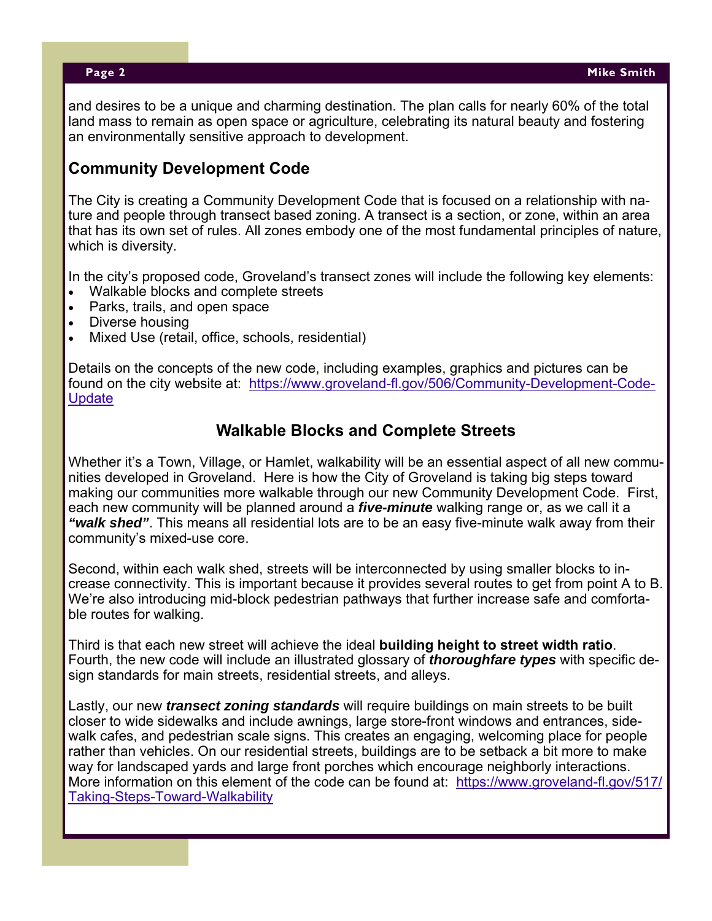and desires to be a unique and charming destination. The plan calls for nearly 60% of the total land mass to remain as open space or agriculture, celebrating its natural beauty and fostering an environmentally sensitive approach to development.

## Community Development Code

The City is creating a Community Development Code that is focused on a relationship with nature and people through transect based zoning. A transect is a section, or zone, within an area that has its own set of rules. All zones embody one of the most fundamental principles of nature, which is diversity.

In the city's proposed code, Groveland's transect zones will include the following key elements:

- Walkable blocks and complete streets
- Parks, trails, and open space
- Diverse housing
- Mixed Use (retail, office, schools, residential)

Details on the concepts of the new code, including examples, graphics and pictures can be found on the city website at: https://www.groveland-fl.gov/506/Community-Development-Code-Update

## Walkable Blocks and Complete Streets

Whether it's a Town, Village, or Hamlet, walkability will be an essential aspect of all new communities developed in Groveland. Here is how the City of Groveland is taking big steps toward making our communities more walkable through our new Community Development Code. First, each new community will be planned around a ***five-minute*** walking range or, as we call it a ***"walk shed"***. This means all residential lots are to be an easy five-minute walk away from their community's mixed-use core.

Second, within each walk shed, streets will be interconnected by using smaller blocks to increase connectivity. This is important because it provides several routes to get from point A to B. We're also introducing mid-block pedestrian pathways that further increase safe and comfortable routes for walking.

Third is that each new street will achieve the ideal **building height to street width ratio**. Fourth, the new code will include an illustrated glossary of ***thoroughfare types*** with specific design standards for main streets, residential streets, and alleys.

Lastly, our new ***transect zoning standards*** will require buildings on main streets to be built closer to wide sidewalks and include awnings, large store-front windows and entrances, sidewalk cafes, and pedestrian scale signs. This creates an engaging, welcoming place for people rather than vehicles. On our residential streets, buildings are to be setback a bit more to make way for landscaped yards and large front porches which encourage neighborly interactions. More information on this element of the code can be found at: https://www.groveland-fl.gov/517/Taking-Steps-Toward-Walkability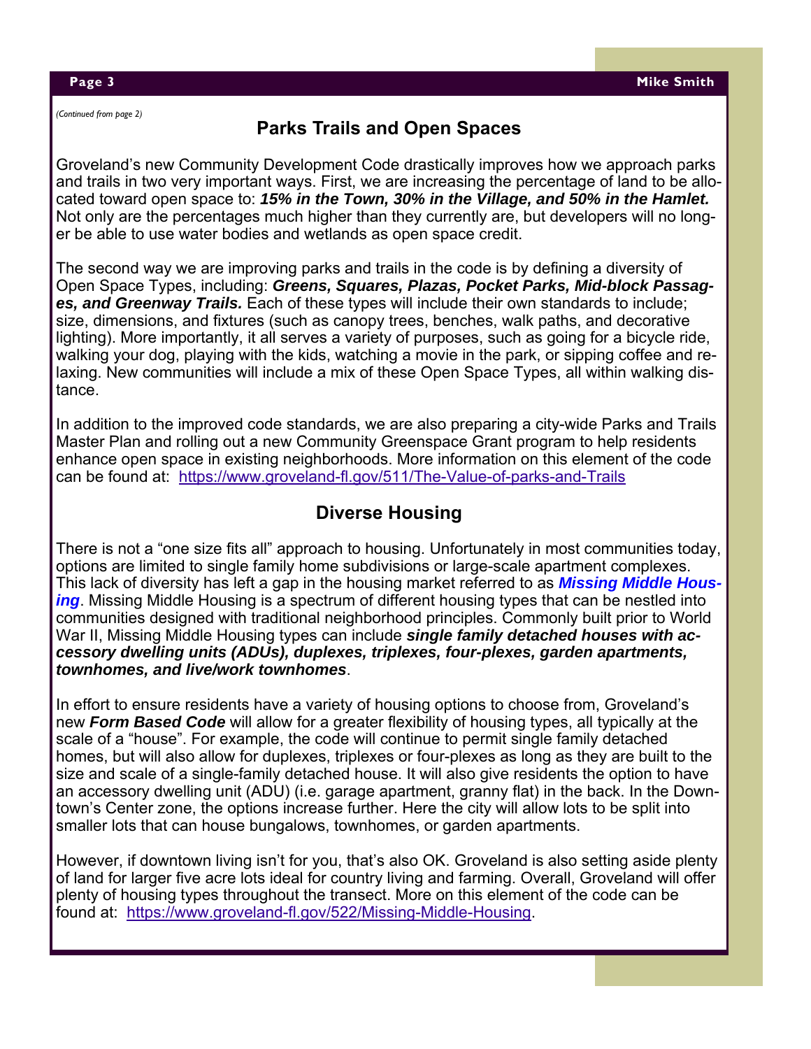*(Continued from page 2)*

## Parks Trails and Open Spaces

Groveland's new Community Development Code drastically improves how we approach parks and trails in two very important ways. First, we are increasing the percentage of land to be allocated toward open space to: ***15% in the Town, 30% in the Village, and 50% in the Hamlet.*** Not only are the percentages much higher than they currently are, but developers will no longer be able to use water bodies and wetlands as open space credit.

The second way we are improving parks and trails in the code is by defining a diversity of Open Space Types, including: ***Greens, Squares, Plazas, Pocket Parks, Mid-block Passages, and Greenway Trails.*** Each of these types will include their own standards to include; size, dimensions, and fixtures (such as canopy trees, benches, walk paths, and decorative lighting). More importantly, it all serves a variety of purposes, such as going for a bicycle ride, walking your dog, playing with the kids, watching a movie in the park, or sipping coffee and relaxing. New communities will include a mix of these Open Space Types, all within walking distance.

In addition to the improved code standards, we are also preparing a city-wide Parks and Trails Master Plan and rolling out a new Community Greenspace Grant program to help residents enhance open space in existing neighborhoods. More information on this element of the code can be found at: https://www.groveland-fl.gov/511/The-Value-of-parks-and-Trails

## Diverse Housing

There is not a "one size fits all" approach to housing. Unfortunately in most communities today, options are limited to single family home subdivisions or large-scale apartment complexes. This lack of diversity has left a gap in the housing market referred to as ***Missing Middle Housing***. Missing Middle Housing is a spectrum of different housing types that can be nestled into communities designed with traditional neighborhood principles. Commonly built prior to World War II, Missing Middle Housing types can include ***single family detached houses with accessory dwelling units (ADUs), duplexes, triplexes, four-plexes, garden apartments, townhomes, and live/work townhomes***.

In effort to ensure residents have a variety of housing options to choose from, Groveland's new ***Form Based Code*** will allow for a greater flexibility of housing types, all typically at the scale of a "house". For example, the code will continue to permit single family detached homes, but will also allow for duplexes, triplexes or four-plexes as long as they are built to the size and scale of a single-family detached house. It will also give residents the option to have an accessory dwelling unit (ADU) (i.e. garage apartment, granny flat) in the back. In the Downtown's Center zone, the options increase further. Here the city will allow lots to be split into smaller lots that can house bungalows, townhomes, or garden apartments.

However, if downtown living isn't for you, that's also OK. Groveland is also setting aside plenty of land for larger five acre lots ideal for country living and farming. Overall, Groveland will offer plenty of housing types throughout the transect. More on this element of the code can be found at: https://www.groveland-fl.gov/522/Missing-Middle-Housing.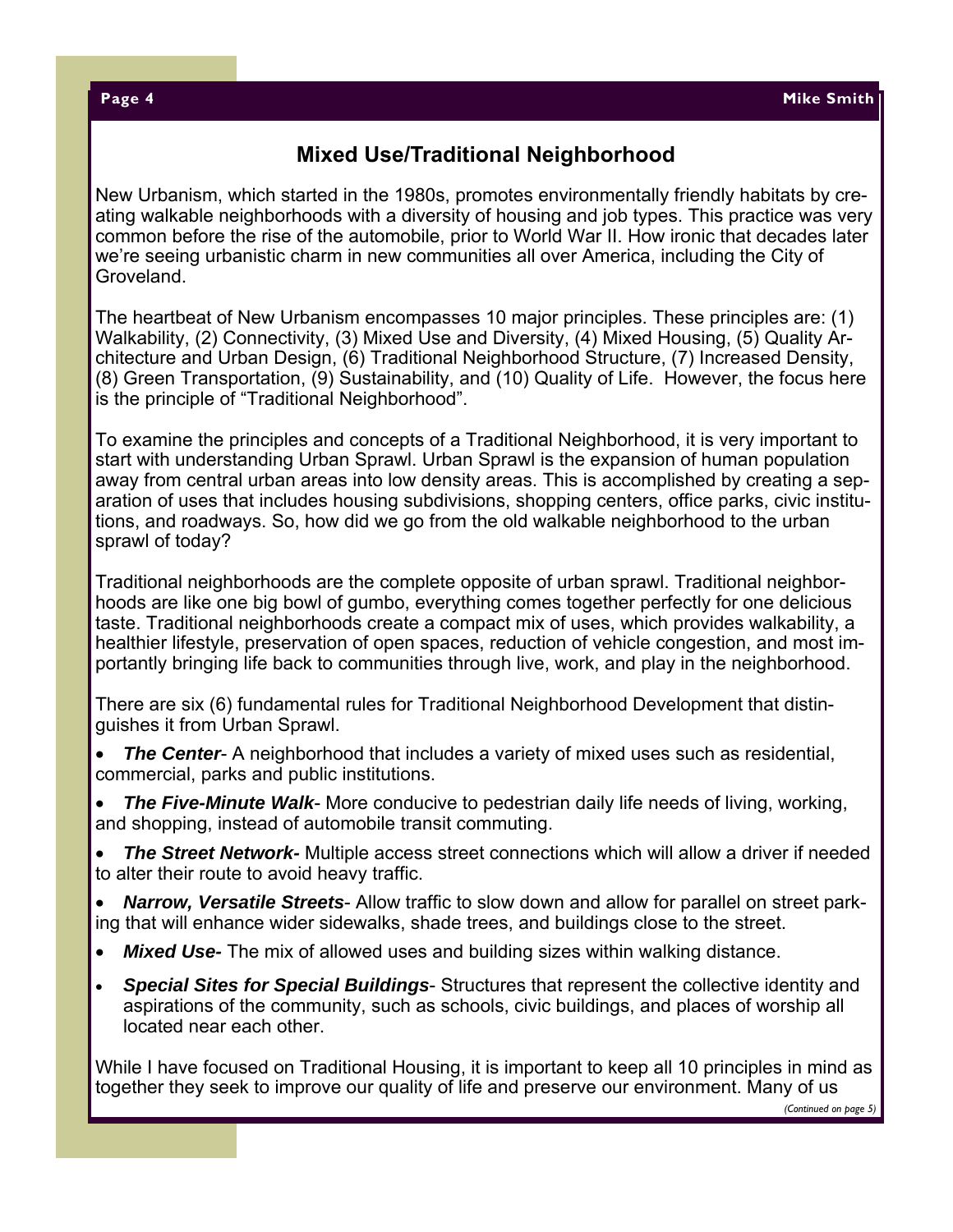## Mixed Use/Traditional Neighborhood

New Urbanism, which started in the 1980s, promotes environmentally friendly habitats by creating walkable neighborhoods with a diversity of housing and job types. This practice was very common before the rise of the automobile, prior to World War II. How ironic that decades later we're seeing urbanistic charm in new communities all over America, including the City of Groveland.

The heartbeat of New Urbanism encompasses 10 major principles. These principles are: (1) Walkability, (2) Connectivity, (3) Mixed Use and Diversity, (4) Mixed Housing, (5) Quality Architecture and Urban Design, (6) Traditional Neighborhood Structure, (7) Increased Density, (8) Green Transportation, (9) Sustainability, and (10) Quality of Life. However, the focus here is the principle of "Traditional Neighborhood".

To examine the principles and concepts of a Traditional Neighborhood, it is very important to start with understanding Urban Sprawl. Urban Sprawl is the expansion of human population away from central urban areas into low density areas. This is accomplished by creating a separation of uses that includes housing subdivisions, shopping centers, office parks, civic institutions, and roadways. So, how did we go from the old walkable neighborhood to the urban sprawl of today?

Traditional neighborhoods are the complete opposite of urban sprawl. Traditional neighborhoods are like one big bowl of gumbo, everything comes together perfectly for one delicious taste. Traditional neighborhoods create a compact mix of uses, which provides walkability, a healthier lifestyle, preservation of open spaces, reduction of vehicle congestion, and most importantly bringing life back to communities through live, work, and play in the neighborhood.

There are six (6) fundamental rules for Traditional Neighborhood Development that distinguishes it from Urban Sprawl.

- ***The Center***- A neighborhood that includes a variety of mixed uses such as residential, commercial, parks and public institutions.
- ***The Five-Minute Walk***- More conducive to pedestrian daily life needs of living, working, and shopping, instead of automobile transit commuting.
- ***The Street Network-*** Multiple access street connections which will allow a driver if needed to alter their route to avoid heavy traffic.
- ***Narrow, Versatile Streets***- Allow traffic to slow down and allow for parallel on street parking that will enhance wider sidewalks, shade trees, and buildings close to the street.
- ***Mixed Use-*** The mix of allowed uses and building sizes within walking distance.
- ***Special Sites for Special Buildings***- Structures that represent the collective identity and aspirations of the community, such as schools, civic buildings, and places of worship all located near each other.

While I have focused on Traditional Housing, it is important to keep all 10 principles in mind as together they seek to improve our quality of life and preserve our environment. Many of us

*(Continued on page 5)*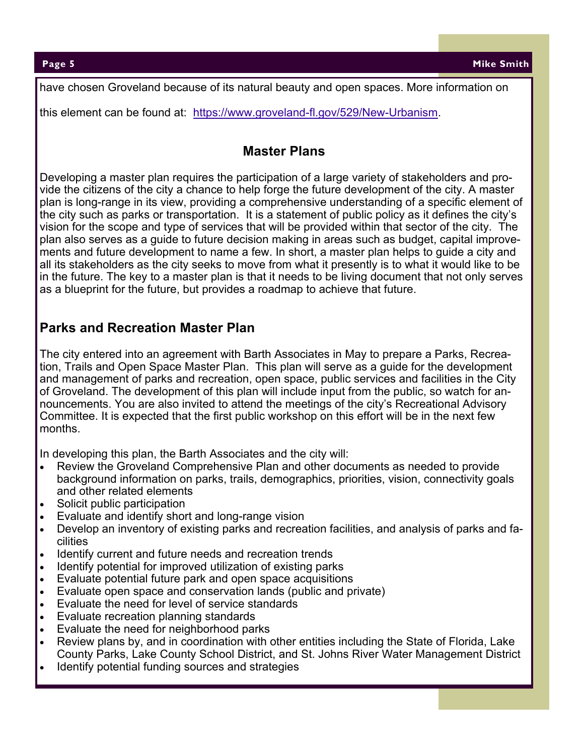have chosen Groveland because of its natural beauty and open spaces. More information on this element can be found at: [https://www.groveland-fl.gov/529/New-Urbanism](https://www.groveland-fl.gov/529/New-Urbanism).

## Master Plans

Developing a master plan requires the participation of a large variety of stakeholders and provide the citizens of the city a chance to help forge the future development of the city. A master plan is long-range in its view, providing a comprehensive understanding of a specific element of the city such as parks or transportation. It is a statement of public policy as it defines the city's vision for the scope and type of services that will be provided within that sector of the city. The plan also serves as a guide to future decision making in areas such as budget, capital improvements and future development to name a few. In short, a master plan helps to guide a city and all its stakeholders as the city seeks to move from what it presently is to what it would like to be in the future. The key to a master plan is that it needs to be living document that not only serves as a blueprint for the future, but provides a roadmap to achieve that future.

### Parks and Recreation Master Plan

The city entered into an agreement with Barth Associates in May to prepare a Parks, Recreation, Trails and Open Space Master Plan. This plan will serve as a guide for the development and management of parks and recreation, open space, public services and facilities in the City of Groveland. The development of this plan will include input from the public, so watch for announcements. You are also invited to attend the meetings of the city's Recreational Advisory Committee. It is expected that the first public workshop on this effort will be in the next few months.

In developing this plan, the Barth Associates and the city will:

- Review the Groveland Comprehensive Plan and other documents as needed to provide background information on parks, trails, demographics, priorities, vision, connectivity goals and other related elements
- Solicit public participation
- Evaluate and identify short and long-range vision
- Develop an inventory of existing parks and recreation facilities, and analysis of parks and facilities
- Identify current and future needs and recreation trends
- Identify potential for improved utilization of existing parks
- Evaluate potential future park and open space acquisitions
- Evaluate open space and conservation lands (public and private)
- Evaluate the need for level of service standards
- Evaluate recreation planning standards
- Evaluate the need for neighborhood parks
- Review plans by, and in coordination with other entities including the State of Florida, Lake County Parks, Lake County School District, and St. Johns River Water Management District
- Identify potential funding sources and strategies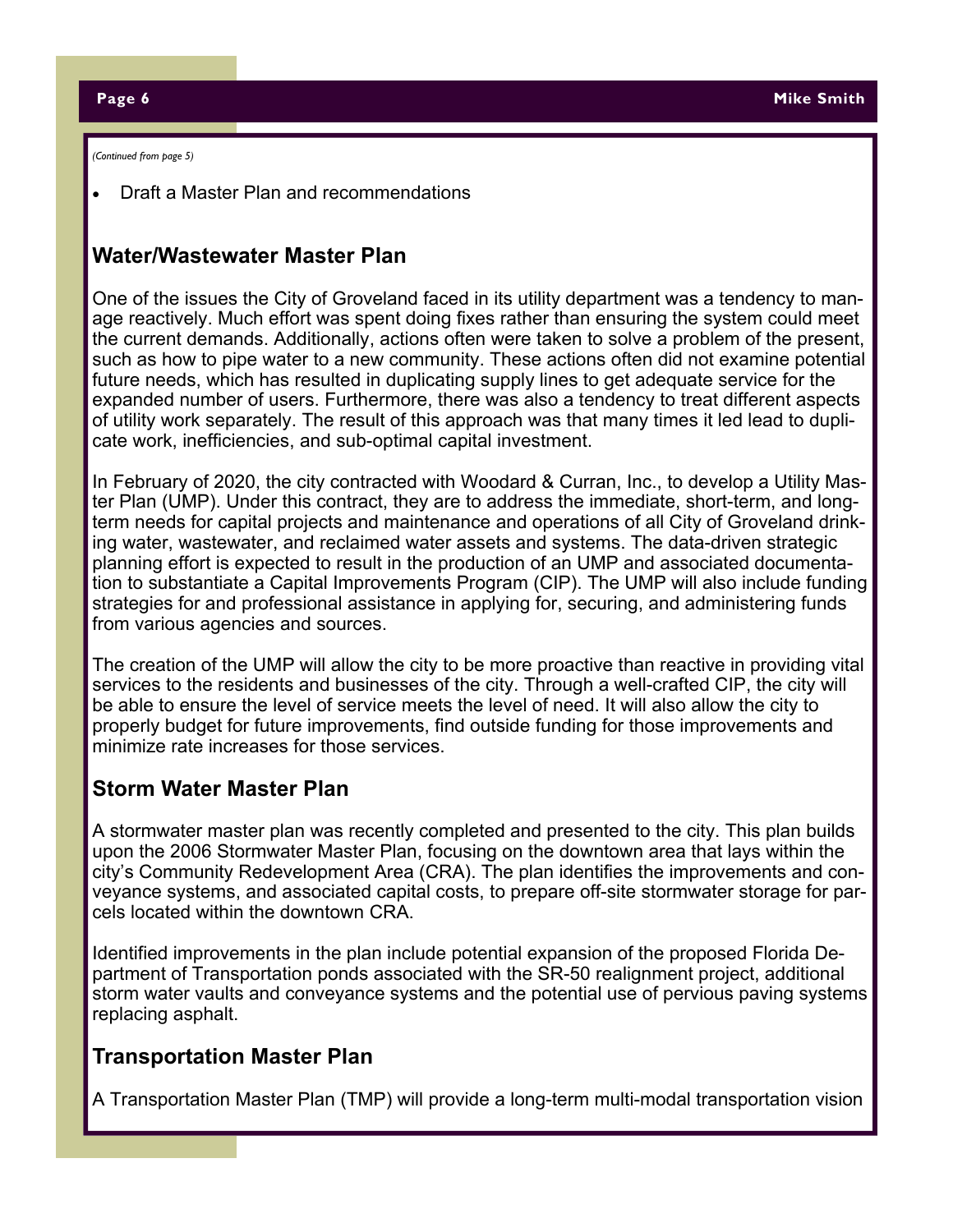*(Continued from page 5)*

- Draft a Master Plan and recommendations

## Water/Wastewater Master Plan

One of the issues the City of Groveland faced in its utility department was a tendency to manage reactively. Much effort was spent doing fixes rather than ensuring the system could meet the current demands. Additionally, actions often were taken to solve a problem of the present, such as how to pipe water to a new community. These actions often did not examine potential future needs, which has resulted in duplicating supply lines to get adequate service for the expanded number of users. Furthermore, there was also a tendency to treat different aspects of utility work separately. The result of this approach was that many times it led lead to duplicate work, inefficiencies, and sub-optimal capital investment.

In February of 2020, the city contracted with Woodard & Curran, Inc., to develop a Utility Master Plan (UMP). Under this contract, they are to address the immediate, short-term, and long-term needs for capital projects and maintenance and operations of all City of Groveland drinking water, wastewater, and reclaimed water assets and systems. The data-driven strategic planning effort is expected to result in the production of an UMP and associated documentation to substantiate a Capital Improvements Program (CIP). The UMP will also include funding strategies for and professional assistance in applying for, securing, and administering funds from various agencies and sources.

The creation of the UMP will allow the city to be more proactive than reactive in providing vital services to the residents and businesses of the city. Through a well-crafted CIP, the city will be able to ensure the level of service meets the level of need. It will also allow the city to properly budget for future improvements, find outside funding for those improvements and minimize rate increases for those services.

## Storm Water Master Plan

A stormwater master plan was recently completed and presented to the city. This plan builds upon the 2006 Stormwater Master Plan, focusing on the downtown area that lays within the city's Community Redevelopment Area (CRA). The plan identifies the improvements and conveyance systems, and associated capital costs, to prepare off-site stormwater storage for parcels located within the downtown CRA.

Identified improvements in the plan include potential expansion of the proposed Florida Department of Transportation ponds associated with the SR-50 realignment project, additional storm water vaults and conveyance systems and the potential use of pervious paving systems replacing asphalt.

## Transportation Master Plan

A Transportation Master Plan (TMP) will provide a long-term multi-modal transportation vision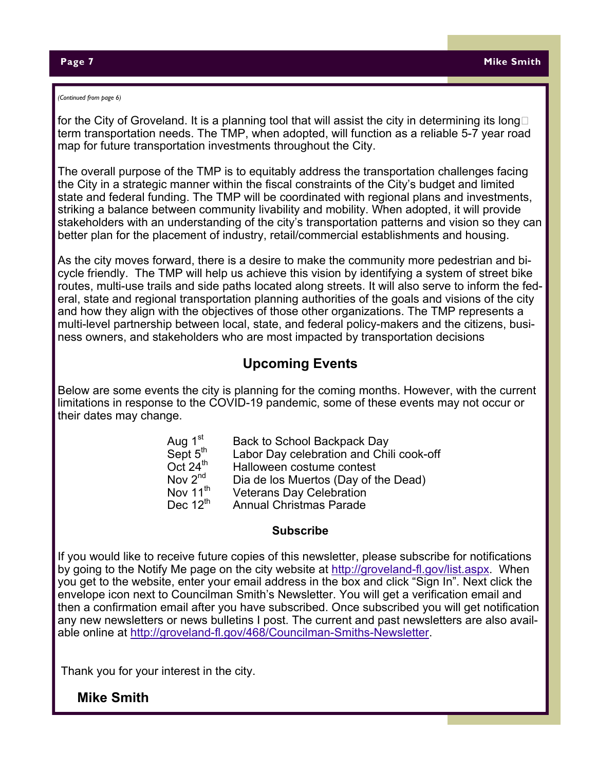*(Continued from page 6)*

for the City of Groveland. It is a planning tool that will assist the city in determining its long-term transportation needs. The TMP, when adopted, will function as a reliable 5-7 year road map for future transportation investments throughout the City.

The overall purpose of the TMP is to equitably address the transportation challenges facing the City in a strategic manner within the fiscal constraints of the City's budget and limited state and federal funding. The TMP will be coordinated with regional plans and investments, striking a balance between community livability and mobility. When adopted, it will provide stakeholders with an understanding of the city's transportation patterns and vision so they can better plan for the placement of industry, retail/commercial establishments and housing.

As the city moves forward, there is a desire to make the community more pedestrian and bicycle friendly. The TMP will help us achieve this vision by identifying a system of street bike routes, multi-use trails and side paths located along streets. It will also serve to inform the federal, state and regional transportation planning authorities of the goals and visions of the city and how they align with the objectives of those other organizations. The TMP represents a multi-level partnership between local, state, and federal policy-makers and the citizens, business owners, and stakeholders who are most impacted by transportation decisions

## Upcoming Events

Below are some events the city is planning for the coming months. However, with the current limitations in response to the COVID-19 pandemic, some of these events may not occur or their dates may change.

| | |
|---|---|
| Aug 1st | Back to School Backpack Day |
| Sept 5th | Labor Day celebration and Chili cook-off |
| Oct 24th | Halloween costume contest |
| Nov 2nd | Dia de los Muertos (Day of the Dead) |
| Nov 11th | Veterans Day Celebration |
| Dec 12th | Annual Christmas Parade |

### Subscribe

If you would like to receive future copies of this newsletter, please subscribe for notifications by going to the Notify Me page on the city website at http://groveland-fl.gov/list.aspx. When you get to the website, enter your email address in the box and click "Sign In". Next click the envelope icon next to Councilman Smith's Newsletter. You will get a verification email and then a confirmation email after you have subscribed. Once subscribed you will get notification any new newsletters or news bulletins I post. The current and past newsletters are also available online at http://groveland-fl.gov/468/Councilman-Smiths-Newsletter.

Thank you for your interest in the city.

**Mike Smith**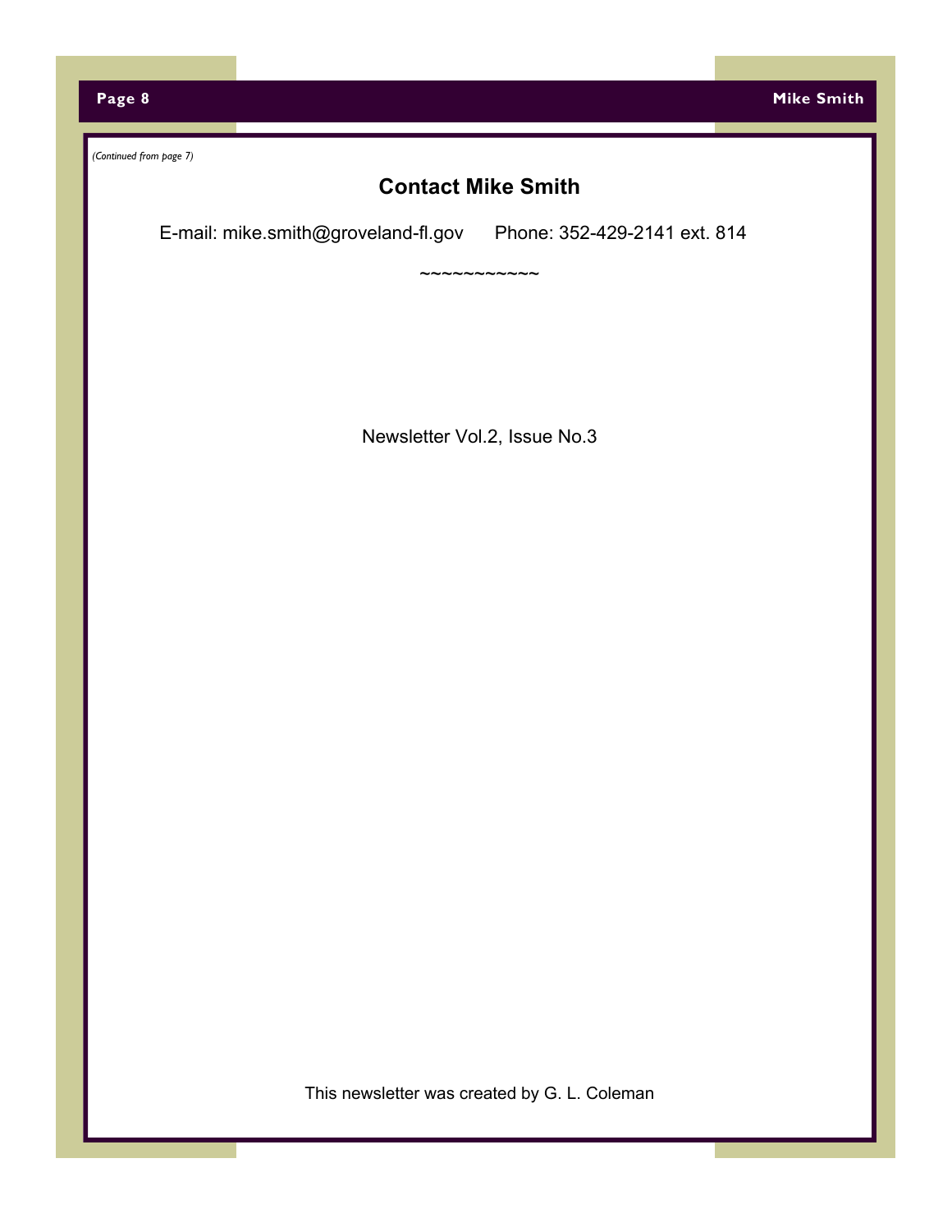*(Continued from page 7)*

## Contact Mike Smith

E-mail: mike.smith@groveland-fl.gov     Phone: 352-429-2141 ext. 814

~~~~~~~~~~~~

Newsletter Vol.2, Issue No.3

This newsletter was created by G. L. Coleman